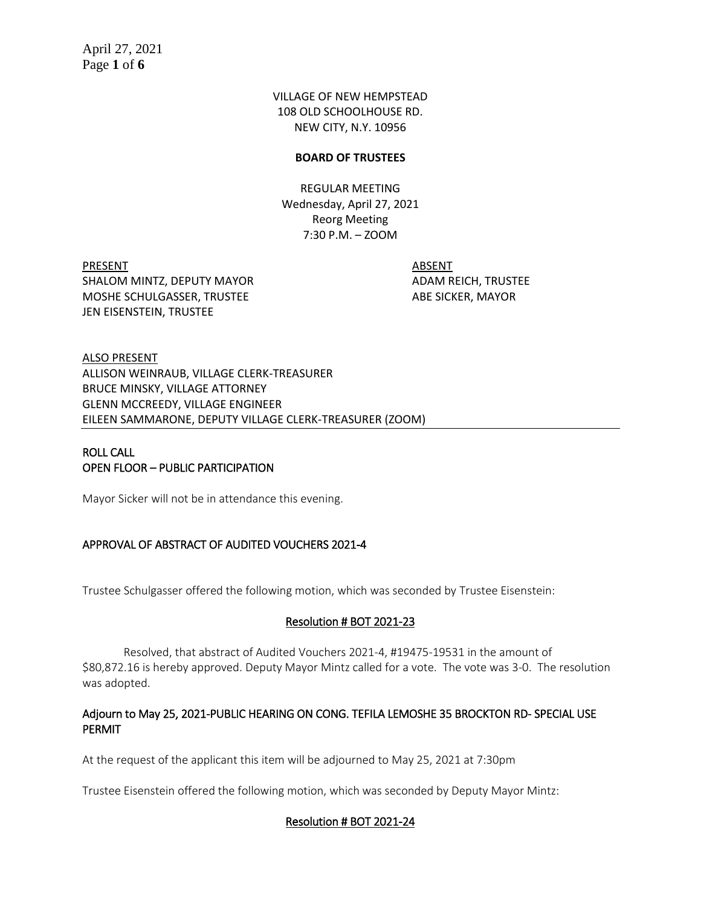VILLAGE OF NEW HEMPSTEAD
108 OLD SCHOOLHOUSE RD.
NEW CITY, N.Y. 10956

**BOARD OF TRUSTEES**

REGULAR MEETING
Wednesday, April 27, 2021
Reorg Meeting
7:30 P.M. – ZOOM

| PRESENT | ABSENT |
|---|---|
| SHALOM MINTZ, DEPUTY MAYOR | ADAM REICH, TRUSTEE |
| MOSHE SCHULGASSER, TRUSTEE | ABE SICKER, MAYOR |
| JEN EISENSTEIN, TRUSTEE | |

ALSO PRESENT
ALLISON WEINRAUB, VILLAGE CLERK-TREASURER
BRUCE MINSKY, VILLAGE ATTORNEY
GLENN MCCREEDY, VILLAGE ENGINEER
EILEEN SAMMARONE, DEPUTY VILLAGE CLERK-TREASURER (ZOOM)

---

ROLL CALL
OPEN FLOOR – PUBLIC PARTICIPATION

Mayor Sicker will not be in attendance this evening.

## APPROVAL OF ABSTRACT OF AUDITED VOUCHERS 2021-4

Trustee Schulgasser offered the following motion, which was seconded by Trustee Eisenstein:

**Resolution # BOT 2021-23**

Resolved, that abstract of Audited Vouchers 2021-4, #19475-19531 in the amount of $80,872.16 is hereby approved. Deputy Mayor Mintz called for a vote. The vote was 3-0. The resolution was adopted.

## Adjourn to May 25, 2021-PUBLIC HEARING ON CONG. TEFILA LEMOSHE 35 BROCKTON RD- SPECIAL USE PERMIT

At the request of the applicant this item will be adjourned to May 25, 2021 at 7:30pm

Trustee Eisenstein offered the following motion, which was seconded by Deputy Mayor Mintz:

**Resolution # BOT 2021-24**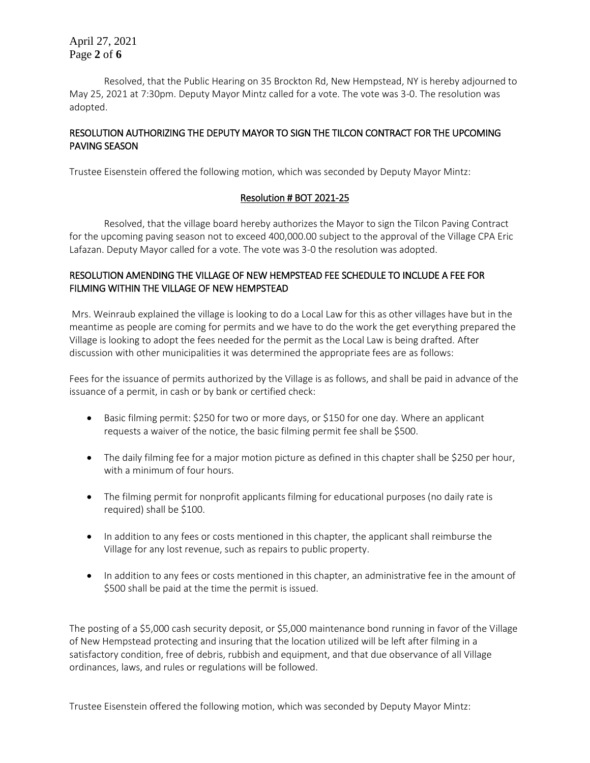Resolved, that the Public Hearing on 35 Brockton Rd, New Hempstead, NY is hereby adjourned to May 25, 2021 at 7:30pm. Deputy Mayor Mintz called for a vote. The vote was 3-0. The resolution was adopted.

## RESOLUTION AUTHORIZING THE DEPUTY MAYOR TO SIGN THE TILCON CONTRACT FOR THE UPCOMING PAVING SEASON

Trustee Eisenstein offered the following motion, which was seconded by Deputy Mayor Mintz:

### Resolution # BOT 2021-25

Resolved, that the village board hereby authorizes the Mayor to sign the Tilcon Paving Contract for the upcoming paving season not to exceed 400,000.00 subject to the approval of the Village CPA Eric Lafazan. Deputy Mayor called for a vote. The vote was 3-0 the resolution was adopted.

## RESOLUTION AMENDING THE VILLAGE OF NEW HEMPSTEAD FEE SCHEDULE TO INCLUDE A FEE FOR FILMING WITHIN THE VILLAGE OF NEW HEMPSTEAD

Mrs. Weinraub explained the village is looking to do a Local Law for this as other villages have but in the meantime as people are coming for permits and we have to do the work the get everything prepared the Village is looking to adopt the fees needed for the permit as the Local Law is being drafted. After discussion with other municipalities it was determined the appropriate fees are as follows:

Fees for the issuance of permits authorized by the Village is as follows, and shall be paid in advance of the issuance of a permit, in cash or by bank or certified check:

- Basic filming permit: $250 for two or more days, or $150 for one day. Where an applicant requests a waiver of the notice, the basic filming permit fee shall be $500.
- The daily filming fee for a major motion picture as defined in this chapter shall be $250 per hour, with a minimum of four hours.
- The filming permit for nonprofit applicants filming for educational purposes (no daily rate is required) shall be $100.
- In addition to any fees or costs mentioned in this chapter, the applicant shall reimburse the Village for any lost revenue, such as repairs to public property.
- In addition to any fees or costs mentioned in this chapter, an administrative fee in the amount of $500 shall be paid at the time the permit is issued.

The posting of a $5,000 cash security deposit, or $5,000 maintenance bond running in favor of the Village of New Hempstead protecting and insuring that the location utilized will be left after filming in a satisfactory condition, free of debris, rubbish and equipment, and that due observance of all Village ordinances, laws, and rules or regulations will be followed.

Trustee Eisenstein offered the following motion, which was seconded by Deputy Mayor Mintz: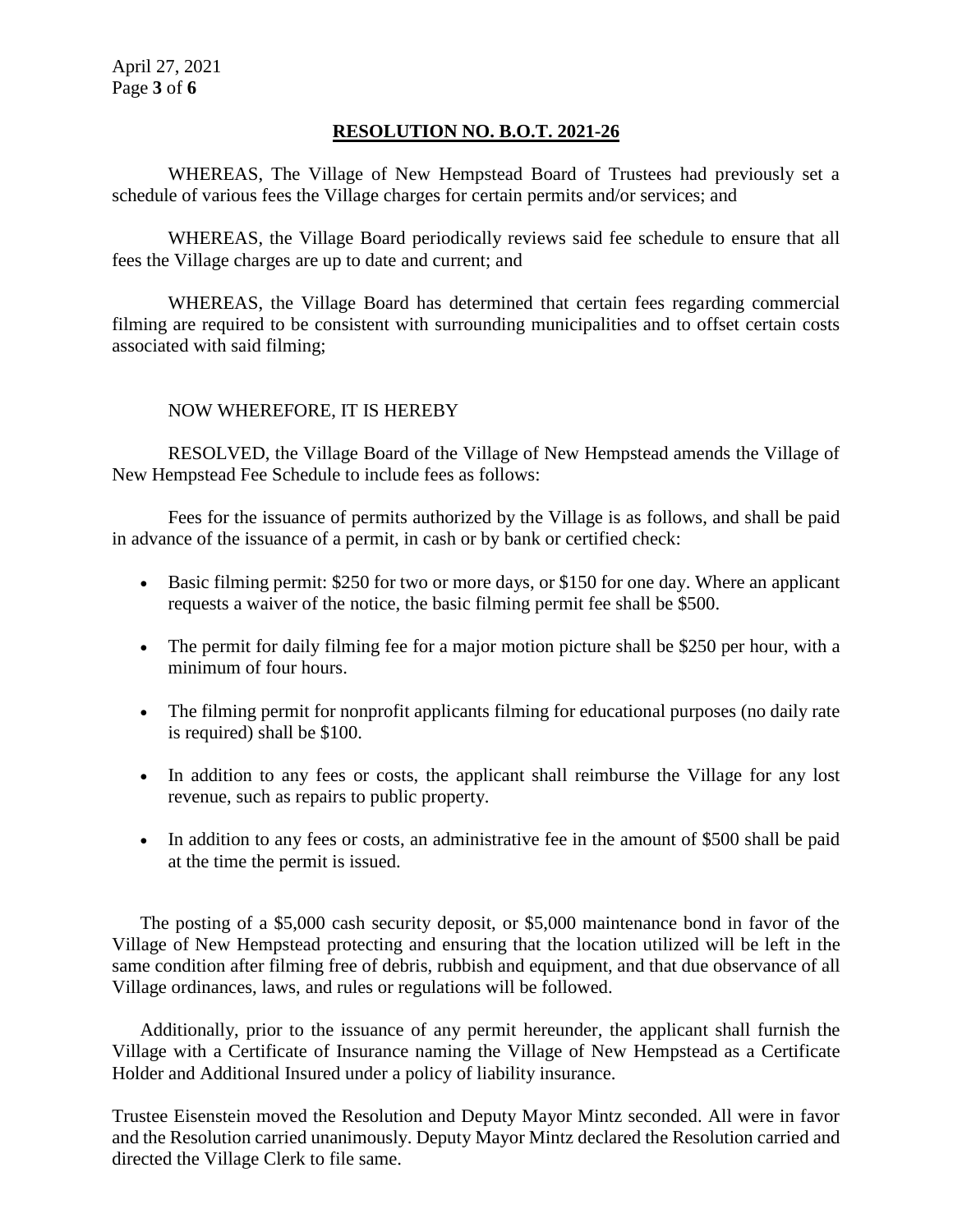## RESOLUTION NO. B.O.T. 2021-26

WHEREAS, The Village of New Hempstead Board of Trustees had previously set a schedule of various fees the Village charges for certain permits and/or services; and

WHEREAS, the Village Board periodically reviews said fee schedule to ensure that all fees the Village charges are up to date and current; and

WHEREAS, the Village Board has determined that certain fees regarding commercial filming are required to be consistent with surrounding municipalities and to offset certain costs associated with said filming;

NOW WHEREFORE, IT IS HEREBY

RESOLVED, the Village Board of the Village of New Hempstead amends the Village of New Hempstead Fee Schedule to include fees as follows:

Fees for the issuance of permits authorized by the Village is as follows, and shall be paid in advance of the issuance of a permit, in cash or by bank or certified check:

- Basic filming permit: $250 for two or more days, or $150 for one day. Where an applicant requests a waiver of the notice, the basic filming permit fee shall be $500.
- The permit for daily filming fee for a major motion picture shall be $250 per hour, with a minimum of four hours.
- The filming permit for nonprofit applicants filming for educational purposes (no daily rate is required) shall be $100.
- In addition to any fees or costs, the applicant shall reimburse the Village for any lost revenue, such as repairs to public property.
- In addition to any fees or costs, an administrative fee in the amount of $500 shall be paid at the time the permit is issued.

The posting of a $5,000 cash security deposit, or $5,000 maintenance bond in favor of the Village of New Hempstead protecting and ensuring that the location utilized will be left in the same condition after filming free of debris, rubbish and equipment, and that due observance of all Village ordinances, laws, and rules or regulations will be followed.

Additionally, prior to the issuance of any permit hereunder, the applicant shall furnish the Village with a Certificate of Insurance naming the Village of New Hempstead as a Certificate Holder and Additional Insured under a policy of liability insurance.

Trustee Eisenstein moved the Resolution and Deputy Mayor Mintz seconded. All were in favor and the Resolution carried unanimously. Deputy Mayor Mintz declared the Resolution carried and directed the Village Clerk to file same.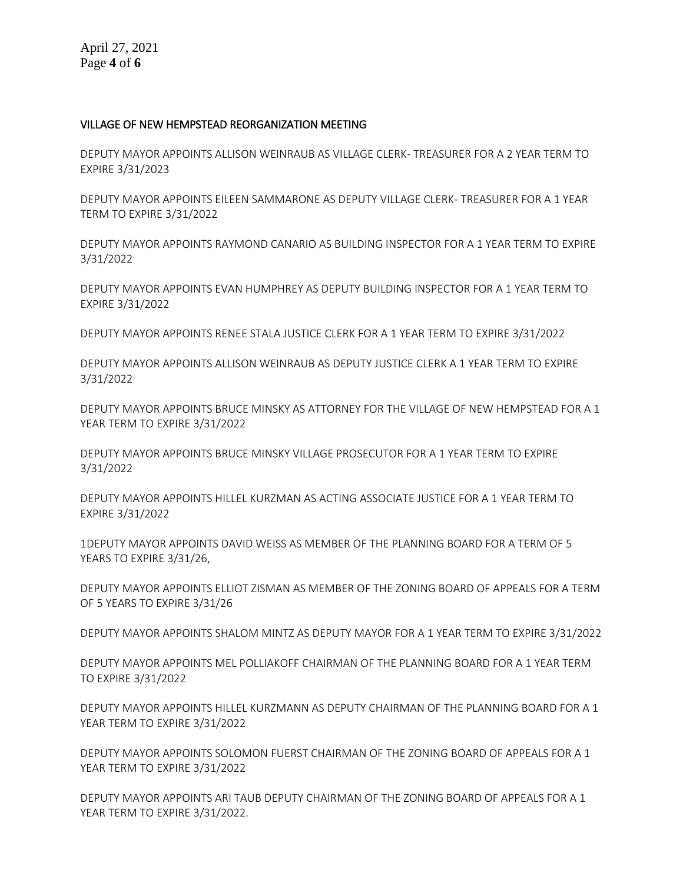VILLAGE OF NEW HEMPSTEAD REORGANIZATION MEETING

DEPUTY MAYOR APPOINTS ALLISON WEINRAUB AS VILLAGE CLERK- TREASURER FOR A 2 YEAR TERM TO EXPIRE 3/31/2023

DEPUTY MAYOR APPOINTS EILEEN SAMMARONE AS DEPUTY VILLAGE CLERK- TREASURER FOR A 1 YEAR TERM TO EXPIRE 3/31/2022

DEPUTY MAYOR APPOINTS RAYMOND CANARIO AS BUILDING INSPECTOR FOR A 1 YEAR TERM TO EXPIRE 3/31/2022

DEPUTY MAYOR APPOINTS EVAN HUMPHREY AS DEPUTY BUILDING INSPECTOR FOR A 1 YEAR TERM TO EXPIRE 3/31/2022

DEPUTY MAYOR APPOINTS RENEE STALA JUSTICE CLERK FOR A 1 YEAR TERM TO EXPIRE 3/31/2022

DEPUTY MAYOR APPOINTS ALLISON WEINRAUB AS DEPUTY JUSTICE CLERK A 1 YEAR TERM TO EXPIRE 3/31/2022

DEPUTY MAYOR APPOINTS BRUCE MINSKY AS ATTORNEY FOR THE VILLAGE OF NEW HEMPSTEAD FOR A 1 YEAR TERM TO EXPIRE 3/31/2022

DEPUTY MAYOR APPOINTS BRUCE MINSKY VILLAGE PROSECUTOR FOR A 1 YEAR TERM TO EXPIRE 3/31/2022

DEPUTY MAYOR APPOINTS HILLEL KURZMAN AS ACTING ASSOCIATE JUSTICE FOR A 1 YEAR TERM TO EXPIRE 3/31/2022

1DEPUTY MAYOR APPOINTS DAVID WEISS AS MEMBER OF THE PLANNING BOARD FOR A TERM OF 5 YEARS TO EXPIRE 3/31/26,

DEPUTY MAYOR APPOINTS ELLIOT ZISMAN AS MEMBER OF THE ZONING BOARD OF APPEALS FOR A TERM OF 5 YEARS TO EXPIRE 3/31/26

DEPUTY MAYOR APPOINTS SHALOM MINTZ AS DEPUTY MAYOR FOR A 1 YEAR TERM TO EXPIRE 3/31/2022

DEPUTY MAYOR APPOINTS MEL POLLIAKOFF CHAIRMAN OF THE PLANNING BOARD FOR A 1 YEAR TERM TO EXPIRE 3/31/2022

DEPUTY MAYOR APPOINTS HILLEL KURZMANN AS DEPUTY CHAIRMAN OF THE PLANNING BOARD FOR A 1 YEAR TERM TO EXPIRE 3/31/2022

DEPUTY MAYOR APPOINTS SOLOMON FUERST CHAIRMAN OF THE ZONING BOARD OF APPEALS FOR A 1 YEAR TERM TO EXPIRE 3/31/2022

DEPUTY MAYOR APPOINTS ARI TAUB DEPUTY CHAIRMAN OF THE ZONING BOARD OF APPEALS FOR A 1 YEAR TERM TO EXPIRE 3/31/2022.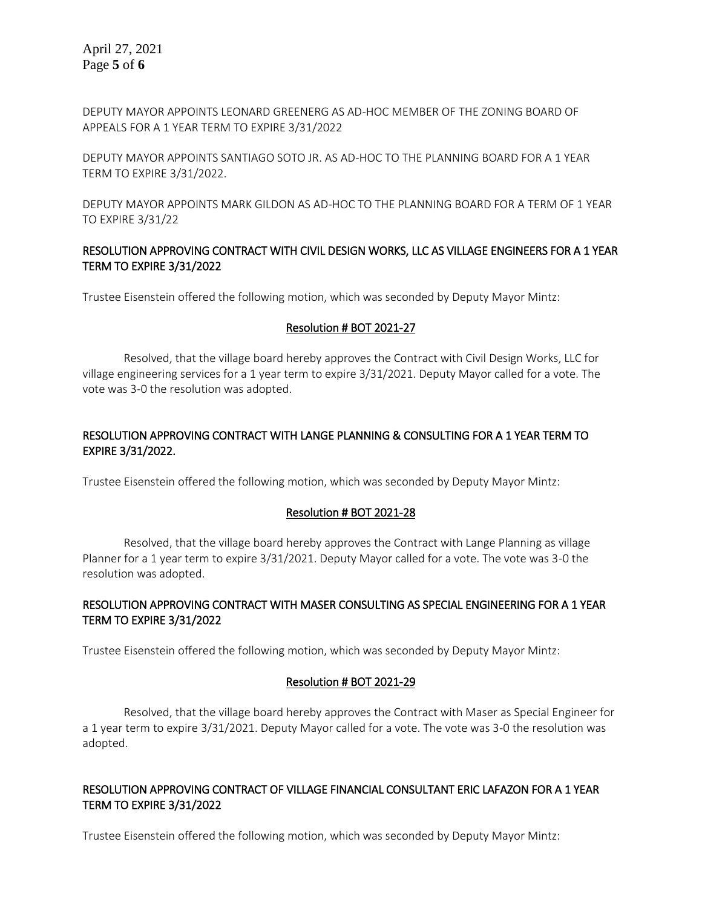DEPUTY MAYOR APPOINTS LEONARD GREENERG AS AD-HOC MEMBER OF THE ZONING BOARD OF APPEALS FOR A 1 YEAR TERM TO EXPIRE 3/31/2022

DEPUTY MAYOR APPOINTS SANTIAGO SOTO JR. AS AD-HOC TO THE PLANNING BOARD FOR A 1 YEAR TERM TO EXPIRE 3/31/2022.

DEPUTY MAYOR APPOINTS MARK GILDON AS AD-HOC TO THE PLANNING BOARD FOR A TERM OF 1 YEAR TO EXPIRE 3/31/22

## RESOLUTION APPROVING CONTRACT WITH CIVIL DESIGN WORKS, LLC AS VILLAGE ENGINEERS FOR A 1 YEAR TERM TO EXPIRE 3/31/2022

Trustee Eisenstein offered the following motion, which was seconded by Deputy Mayor Mintz:

### Resolution # BOT 2021-27

Resolved, that the village board hereby approves the Contract with Civil Design Works, LLC for village engineering services for a 1 year term to expire 3/31/2021. Deputy Mayor called for a vote. The vote was 3-0 the resolution was adopted.

## RESOLUTION APPROVING CONTRACT WITH LANGE PLANNING & CONSULTING FOR A 1 YEAR TERM TO EXPIRE 3/31/2022.

Trustee Eisenstein offered the following motion, which was seconded by Deputy Mayor Mintz:

### Resolution # BOT 2021-28

Resolved, that the village board hereby approves the Contract with Lange Planning as village Planner for a 1 year term to expire 3/31/2021. Deputy Mayor called for a vote. The vote was 3-0 the resolution was adopted.

## RESOLUTION APPROVING CONTRACT WITH MASER CONSULTING AS SPECIAL ENGINEERING FOR A 1 YEAR TERM TO EXPIRE 3/31/2022

Trustee Eisenstein offered the following motion, which was seconded by Deputy Mayor Mintz:

### Resolution # BOT 2021-29

Resolved, that the village board hereby approves the Contract with Maser as Special Engineer for a 1 year term to expire 3/31/2021. Deputy Mayor called for a vote. The vote was 3-0 the resolution was adopted.

## RESOLUTION APPROVING CONTRACT OF VILLAGE FINANCIAL CONSULTANT ERIC LAFAZON FOR A 1 YEAR TERM TO EXPIRE 3/31/2022

Trustee Eisenstein offered the following motion, which was seconded by Deputy Mayor Mintz: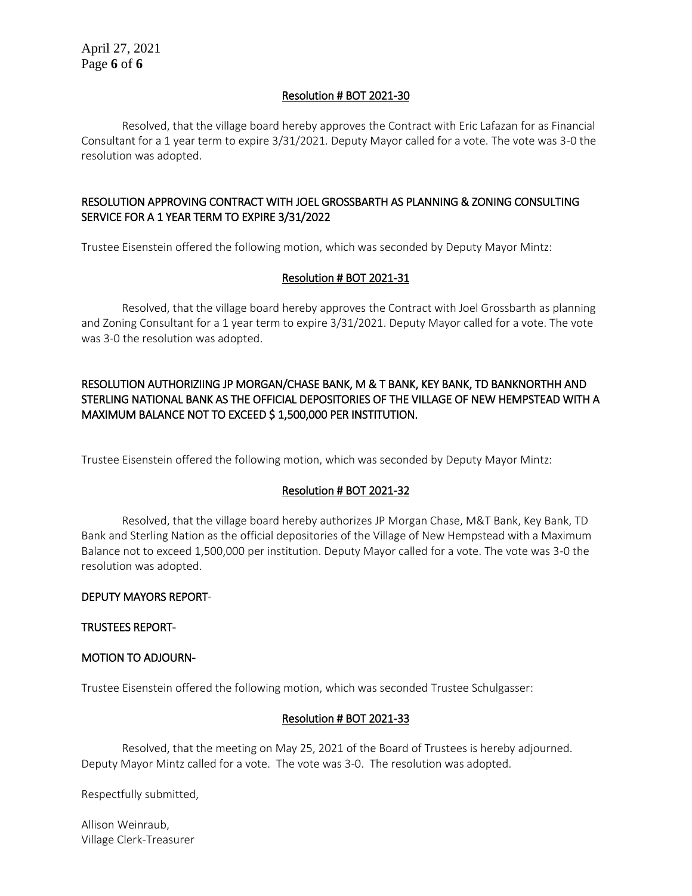Resolution # BOT 2021-30

Resolved, that the village board hereby approves the Contract with Eric Lafazan for as Financial Consultant for a 1 year term to expire 3/31/2021. Deputy Mayor called for a vote. The vote was 3-0 the resolution was adopted.

RESOLUTION APPROVING CONTRACT WITH JOEL GROSSBARTH AS PLANNING & ZONING CONSULTING SERVICE FOR A 1 YEAR TERM TO EXPIRE 3/31/2022

Trustee Eisenstein offered the following motion, which was seconded by Deputy Mayor Mintz:

Resolution # BOT 2021-31

Resolved, that the village board hereby approves the Contract with Joel Grossbarth as planning and Zoning Consultant for a 1 year term to expire 3/31/2021. Deputy Mayor called for a vote. The vote was 3-0 the resolution was adopted.

RESOLUTION AUTHORIZIING JP MORGAN/CHASE BANK, M & T BANK, KEY BANK, TD BANKNORTHH AND STERLING NATIONAL BANK AS THE OFFICIAL DEPOSITORIES OF THE VILLAGE OF NEW HEMPSTEAD WITH A MAXIMUM BALANCE NOT TO EXCEED $ 1,500,000 PER INSTITUTION.

Trustee Eisenstein offered the following motion, which was seconded by Deputy Mayor Mintz:

Resolution # BOT 2021-32

Resolved, that the village board hereby authorizes JP Morgan Chase, M&T Bank, Key Bank, TD Bank and Sterling Nation as the official depositories of the Village of New Hempstead with a Maximum Balance not to exceed 1,500,000 per institution. Deputy Mayor called for a vote. The vote was 3-0 the resolution was adopted.

DEPUTY MAYORS REPORT-

TRUSTEES REPORT-

MOTION TO ADJOURN-

Trustee Eisenstein offered the following motion, which was seconded Trustee Schulgasser:

Resolution # BOT 2021-33

Resolved, that the meeting on May 25, 2021 of the Board of Trustees is hereby adjourned. Deputy Mayor Mintz called for a vote. The vote was 3-0. The resolution was adopted.

Respectfully submitted,

Allison Weinraub,
Village Clerk-Treasurer